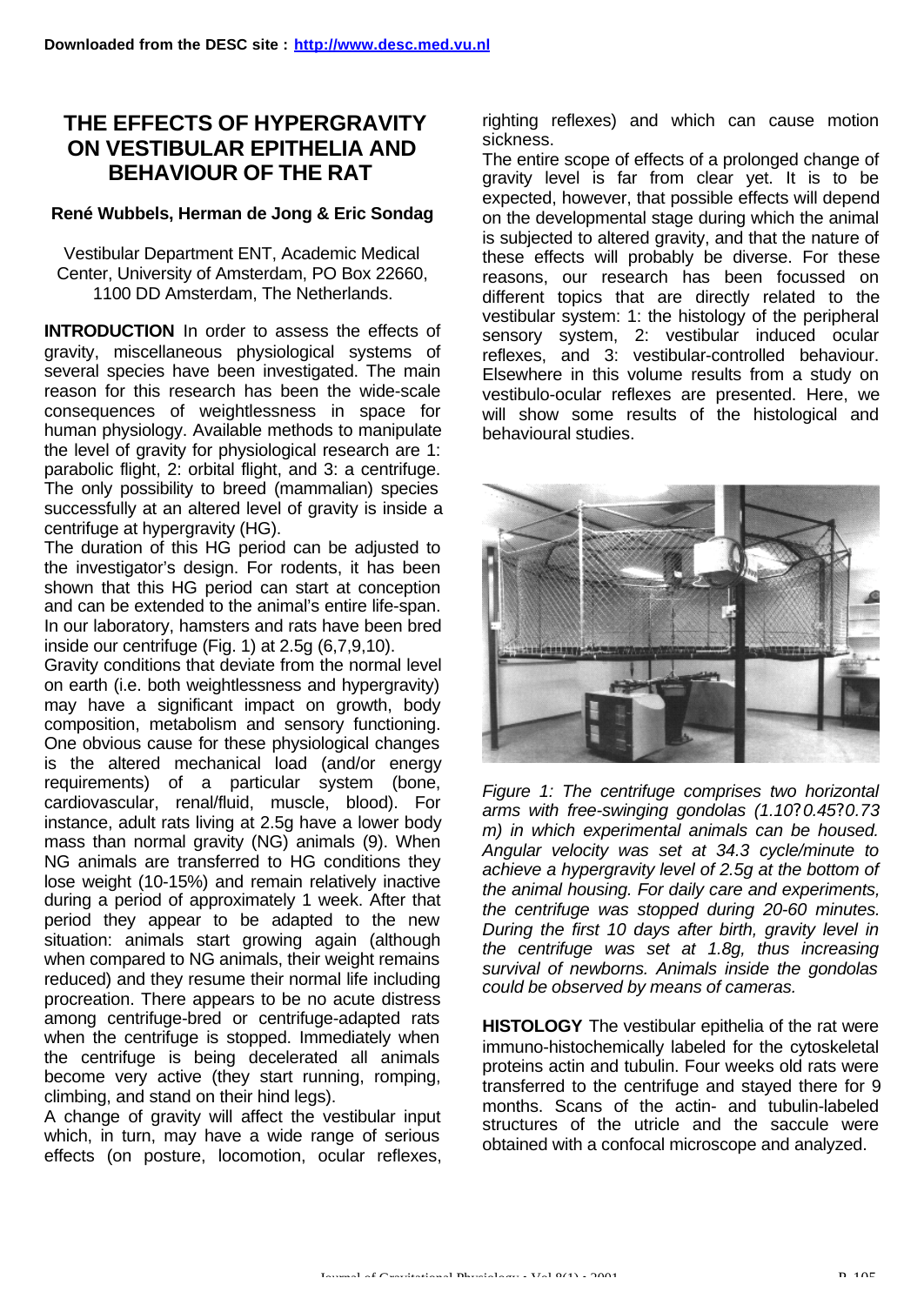Downloaded from the DESC site : http://www.desc.med.vu.nl

# THE EFFECTS OF HYPERGRAVITY ON VESTIBULAR EPITHELIA AND BEHAVIOUR OF THE RAT

**René Wubbels, Herman de Jong & Eric Sondag**

Vestibular Department ENT, Academic Medical Center, University of Amsterdam, PO Box 22660, 1100 DD Amsterdam, The Netherlands.

**INTRODUCTION** In order to assess the effects of gravity, miscellaneous physiological systems of several species have been investigated. The main reason for this research has been the wide-scale consequences of weightlessness in space for human physiology. Available methods to manipulate the level of gravity for physiological research are 1: parabolic flight, 2: orbital flight, and 3: a centrifuge. The only possibility to breed (mammalian) species successfully at an altered level of gravity is inside a centrifuge at hypergravity (HG).

The duration of this HG period can be adjusted to the investigator's design. For rodents, it has been shown that this HG period can start at conception and can be extended to the animal's entire life-span. In our laboratory, hamsters and rats have been bred inside our centrifuge (Fig. 1) at 2.5g (6,7,9,10).

Gravity conditions that deviate from the normal level on earth (i.e. both weightlessness and hypergravity) may have a significant impact on growth, body composition, metabolism and sensory functioning. One obvious cause for these physiological changes is the altered mechanical load (and/or energy requirements) of a particular system (bone, cardiovascular, renal/fluid, muscle, blood). For instance, adult rats living at 2.5g have a lower body mass than normal gravity (NG) animals (9). When NG animals are transferred to HG conditions they lose weight (10-15%) and remain relatively inactive during a period of approximately 1 week. After that period they appear to be adapted to the new situation: animals start growing again (although when compared to NG animals, their weight remains reduced) and they resume their normal life including procreation. There appears to be no acute distress among centrifuge-bred or centrifuge-adapted rats when the centrifuge is stopped. Immediately when the centrifuge is being decelerated all animals become very active (they start running, romping, climbing, and stand on their hind legs).

A change of gravity will affect the vestibular input which, in turn, may have a wide range of serious effects (on posture, locomotion, ocular reflexes, righting reflexes) and which can cause motion sickness.

The entire scope of effects of a prolonged change of gravity level is far from clear yet. It is to be expected, however, that possible effects will depend on the developmental stage during which the animal is subjected to altered gravity, and that the nature of these effects will probably be diverse. For these reasons, our research has been focussed on different topics that are directly related to the vestibular system: 1: the histology of the peripheral sensory system, 2: vestibular induced ocular reflexes, and 3: vestibular-controlled behaviour. Elsewhere in this volume results from a study on vestibulo-ocular reflexes are presented. Here, we will show some results of the histological and behavioural studies.

*Figure 1: The centrifuge comprises two horizontal arms with free-swinging gondolas (1.10?0.45?0.73 m) in which experimental animals can be housed. Angular velocity was set at 34.3 cycle/minute to achieve a hypergravity level of 2.5g at the bottom of the animal housing. For daily care and experiments, the centrifuge was stopped during 20-60 minutes. During the first 10 days after birth, gravity level in the centrifuge was set at 1.8g, thus increasing survival of newborns. Animals inside the gondolas could be observed by means of cameras.*

**HISTOLOGY** The vestibular epithelia of the rat were immuno-histochemically labeled for the cytoskeletal proteins actin and tubulin. Four weeks old rats were transferred to the centrifuge and stayed there for 9 months. Scans of the actin- and tubulin-labeled structures of the utricle and the saccule were obtained with a confocal microscope and analyzed.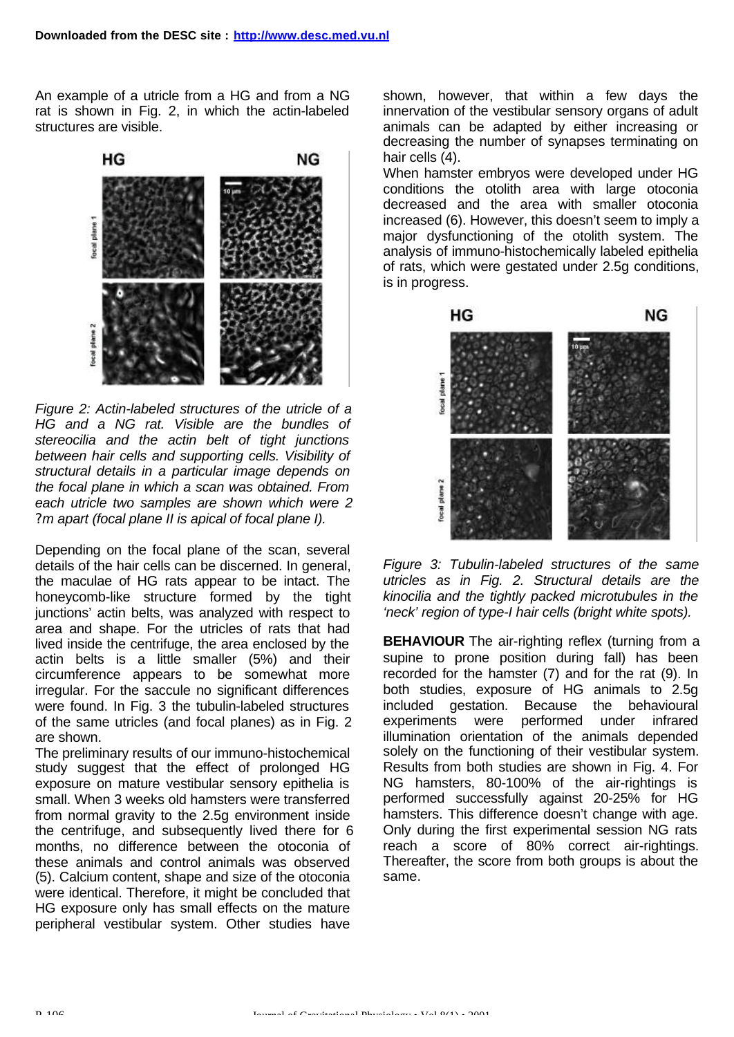An example of a utricle from a HG and from a NG rat is shown in Fig. 2, in which the actin-labeled structures are visible.

*Figure 2: Actin-labeled structures of the utricle of a HG and a NG rat. Visible are the bundles of stereocilia and the actin belt of tight junctions between hair cells and supporting cells. Visibility of structural details in a particular image depends on the focal plane in which a scan was obtained. From each utricle two samples are shown which were 2 ?m apart (focal plane II is apical of focal plane I).*

Depending on the focal plane of the scan, several details of the hair cells can be discerned. In general, the maculae of HG rats appear to be intact. The honeycomb-like structure formed by the tight junctions' actin belts, was analyzed with respect to area and shape. For the utricles of rats that had lived inside the centrifuge, the area enclosed by the actin belts is a little smaller (5%) and their circumference appears to be somewhat more irregular. For the saccule no significant differences were found. In Fig. 3 the tubulin-labeled structures of the same utricles (and focal planes) as in Fig. 2 are shown.

The preliminary results of our immuno-histochemical study suggest that the effect of prolonged HG exposure on mature vestibular sensory epithelia is small. When 3 weeks old hamsters were transferred from normal gravity to the 2.5g environment inside the centrifuge, and subsequently lived there for 6 months, no difference between the otoconia of these animals and control animals was observed (5). Calcium content, shape and size of the otoconia were identical. Therefore, it might be concluded that HG exposure only has small effects on the mature peripheral vestibular system. Other studies have shown, however, that within a few days the innervation of the vestibular sensory organs of adult animals can be adapted by either increasing or decreasing the number of synapses terminating on hair cells (4).

When hamster embryos were developed under HG conditions the otolith area with large otoconia decreased and the area with smaller otoconia increased (6). However, this doesn't seem to imply a major dysfunctioning of the otolith system. The analysis of immuno-histochemically labeled epithelia of rats, which were gestated under 2.5g conditions, is in progress.

*Figure 3: Tubulin-labeled structures of the same utricles as in Fig. 2. Structural details are the kinocilia and the tightly packed microtubules in the 'neck' region of type-I hair cells (bright white spots).*

**BEHAVIOUR** The air-righting reflex (turning from a supine to prone position during fall) has been recorded for the hamster (7) and for the rat (9). In both studies, exposure of HG animals to 2.5g included gestation. Because the behavioural experiments were performed under infrared illumination orientation of the animals depended solely on the functioning of their vestibular system. Results from both studies are shown in Fig. 4. For NG hamsters, 80-100% of the air-rightings is performed successfully against 20-25% for HG hamsters. This difference doesn't change with age. Only during the first experimental session NG rats reach a score of 80% correct air-rightings. Thereafter, the score from both groups is about the same.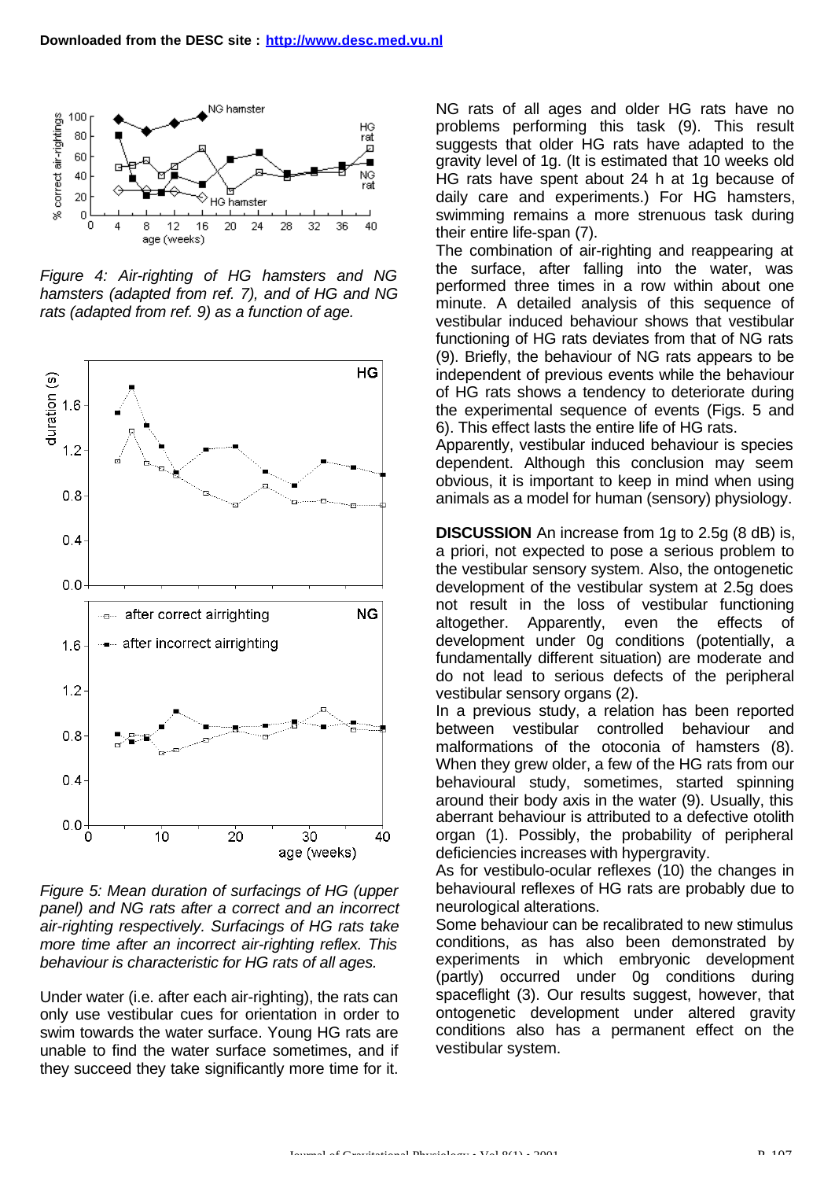Downloaded from the DESC site : [http://www.desc.med.vu.nl](http://www.desc.med.vu.nl)

*Figure 4: Air-righting of HG hamsters and NG hamsters (adapted from ref. 7), and of HG and NG rats (adapted from ref. 9) as a function of age.*

*Figure 5: Mean duration of surfacings of HG (upper panel) and NG rats after a correct and an incorrect air-righting respectively. Surfacings of HG rats take more time after an incorrect air-righting reflex. This behaviour is characteristic for HG rats of all ages.*

Under water (i.e. after each air-righting), the rats can only use vestibular cues for orientation in order to swim towards the water surface. Young HG rats are unable to find the water surface sometimes, and if they succeed they take significantly more time for it. NG rats of all ages and older HG rats have no problems performing this task (9). This result suggests that older HG rats have adapted to the gravity level of 1g. (It is estimated that 10 weeks old HG rats have spent about 24 h at 1g because of daily care and experiments.) For HG hamsters, swimming remains a more strenuous task during their entire life-span (7).

The combination of air-righting and reappearing at the surface, after falling into the water, was performed three times in a row within about one minute. A detailed analysis of this sequence of vestibular induced behaviour shows that vestibular functioning of HG rats deviates from that of NG rats (9). Briefly, the behaviour of NG rats appears to be independent of previous events while the behaviour of HG rats shows a tendency to deteriorate during the experimental sequence of events (Figs. 5 and 6). This effect lasts the entire life of HG rats.

Apparently, vestibular induced behaviour is species dependent. Although this conclusion may seem obvious, it is important to keep in mind when using animals as a model for human (sensory) physiology.

**DISCUSSION** An increase from 1g to 2.5g (8 dB) is, a priori, not expected to pose a serious problem to the vestibular sensory system. Also, the ontogenetic development of the vestibular system at 2.5g does not result in the loss of vestibular functioning altogether. Apparently, even the effects of development under 0g conditions (potentially, a fundamentally different situation) are moderate and do not lead to serious defects of the peripheral vestibular sensory organs (2).

In a previous study, a relation has been reported between vestibular controlled behaviour and malformations of the otoconia of hamsters (8). When they grew older, a few of the HG rats from our behavioural study, sometimes, started spinning around their body axis in the water (9). Usually, this aberrant behaviour is attributed to a defective otolith organ (1). Possibly, the probability of peripheral deficiencies increases with hypergravity.

As for vestibulo-ocular reflexes (10) the changes in behavioural reflexes of HG rats are probably due to neurological alterations.

Some behaviour can be recalibrated to new stimulus conditions, as has also been demonstrated by experiments in which embryonic development (partly) occurred under 0g conditions during spaceflight (3). Our results suggest, however, that ontogenetic development under altered gravity conditions also has a permanent effect on the vestibular system.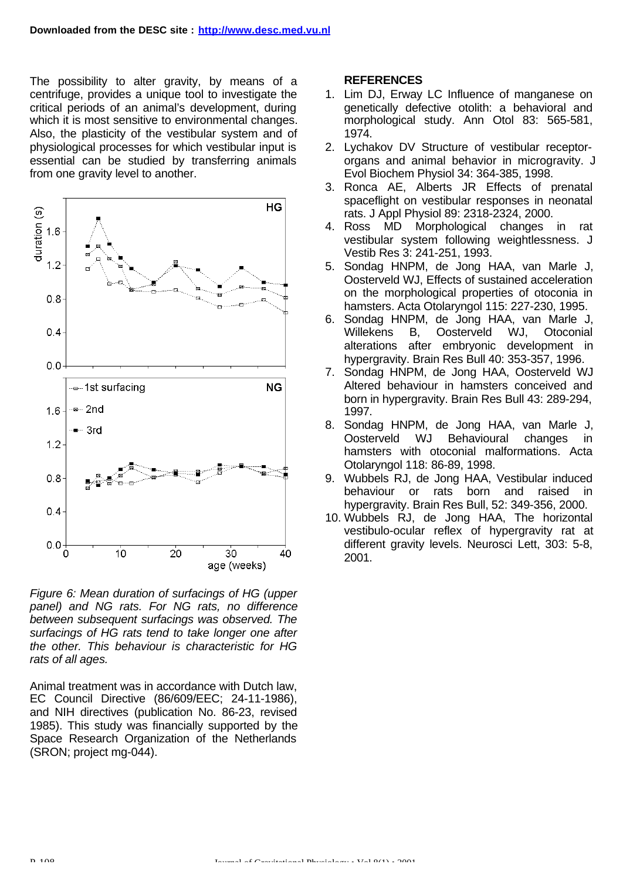The possibility to alter gravity, by means of a centrifuge, provides a unique tool to investigate the critical periods of an animal's development, during which it is most sensitive to environmental changes. Also, the plasticity of the vestibular system and of physiological processes for which vestibular input is essential can be studied by transferring animals from one gravity level to another.

HG

duration (s)

1.6
1.2
0.8
0.4
0.0

NG

1st surfacing
2nd
3rd

1.6
1.2
0.8
0.4
0.0

0 10 20 30 40

age (weeks)

*Figure 6: Mean duration of surfacings of HG (upper panel) and NG rats. For NG rats, no difference between subsequent surfacings was observed. The surfacings of HG rats tend to take longer one after the other. This behaviour is characteristic for HG rats of all ages.*

Animal treatment was in accordance with Dutch law, EC Council Directive (86/609/EEC; 24-11-1986), and NIH directives (publication No. 86-23, revised 1985). This study was financially supported by the Space Research Organization of the Netherlands (SRON; project mg-044).

## REFERENCES

1. Lim DJ, Erway LC Influence of manganese on genetically defective otolith: a behavioral and morphological study. Ann Otol 83: 565-581, 1974.
2. Lychakov DV Structure of vestibular receptor-organs and animal behavior in microgravity. J Evol Biochem Physiol 34: 364-385, 1998.
3. Ronca AE, Alberts JR Effects of prenatal spaceflight on vestibular responses in neonatal rats. J Appl Physiol 89: 2318-2324, 2000.
4. Ross MD Morphological changes in rat vestibular system following weightlessness. J Vestib Res 3: 241-251, 1993.
5. Sondag HNPM, de Jong HAA, van Marle J, Oosterveld WJ, Effects of sustained acceleration on the morphological properties of otoconia in hamsters. Acta Otolaryngol 115: 227-230, 1995.
6. Sondag HNPM, de Jong HAA, van Marle J, Willekens B, Oosterveld WJ, Otoconial alterations after embryonic development in hypergravity. Brain Res Bull 40: 353-357, 1996.
7. Sondag HNPM, de Jong HAA, Oosterveld WJ Altered behaviour in hamsters conceived and born in hypergravity. Brain Res Bull 43: 289-294, 1997.
8. Sondag HNPM, de Jong HAA, van Marle J, Oosterveld WJ Behavioural changes in hamsters with otoconial malformations. Acta Otolaryngol 118: 86-89, 1998.
9. Wubbels RJ, de Jong HAA, Vestibular induced behaviour or rats born and raised in hypergravity. Brain Res Bull, 52: 349-356, 2000.
10. Wubbels RJ, de Jong HAA, The horizontal vestibulo-ocular reflex of hypergravity rat at different gravity levels. Neurosci Lett, 303: 5-8, 2001.